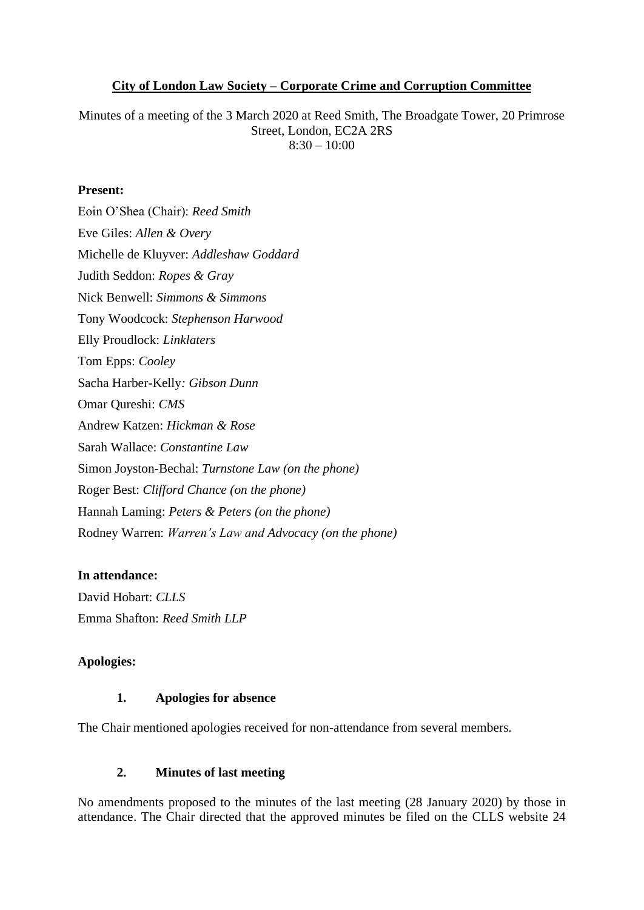**City of London Law Society – Corporate Crime and Corruption Committee**

Minutes of a meeting of the 3 March 2020 at Reed Smith, The Broadgate Tower, 20 Primrose Street, London, EC2A 2RS
8:30 – 10:00

**Present:**

Eoin O'Shea (Chair): *Reed Smith*
Eve Giles: *Allen & Overy*
Michelle de Kluyver: *Addleshaw Goddard*
Judith Seddon: *Ropes & Gray*
Nick Benwell: *Simmons & Simmons*
Tony Woodcock: *Stephenson Harwood*
Elly Proudlock: *Linklaters*
Tom Epps: *Cooley*
Sacha Harber-Kelly: *Gibson Dunn*
Omar Qureshi: *CMS*
Andrew Katzen: *Hickman & Rose*
Sarah Wallace: *Constantine Law*
Simon Joyston-Bechal: *Turnstone Law (on the phone)*
Roger Best: *Clifford Chance (on the phone)*
Hannah Laming: *Peters & Peters (on the phone)*
Rodney Warren: *Warren's Law and Advocacy (on the phone)*

**In attendance:**

David Hobart: *CLLS*
Emma Shafton: *Reed Smith LLP*

**Apologies:**

**1. Apologies for absence**

The Chair mentioned apologies received for non-attendance from several members.

**2. Minutes of last meeting**

No amendments proposed to the minutes of the last meeting (28 January 2020) by those in attendance. The Chair directed that the approved minutes be filed on the CLLS website 24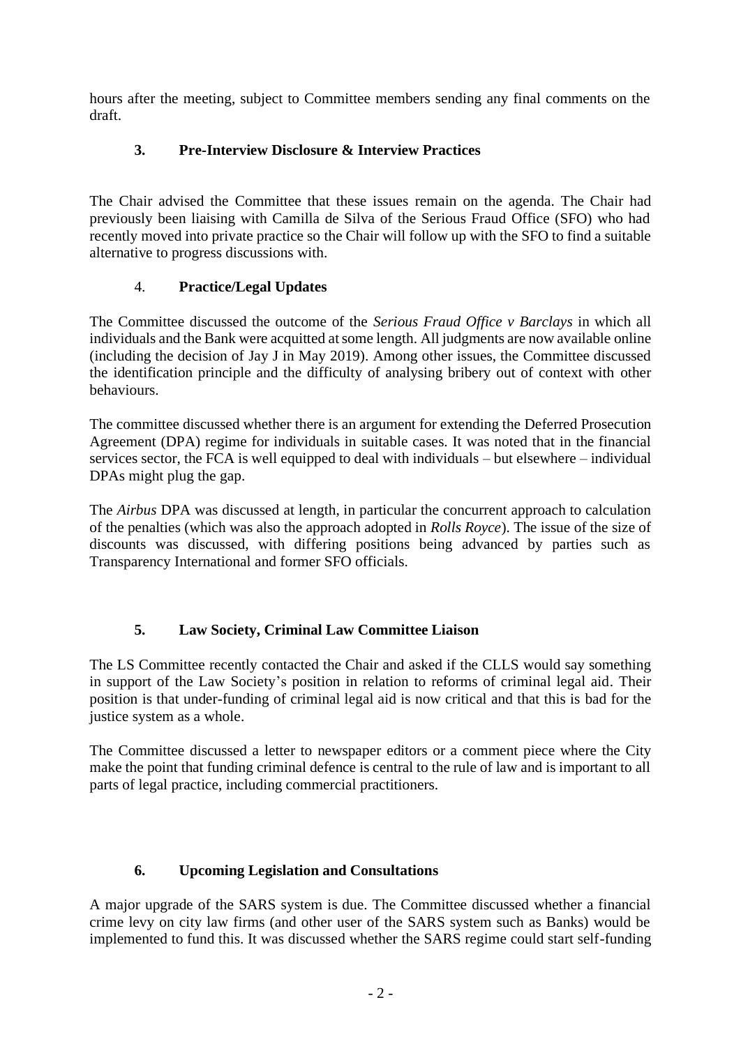hours after the meeting, subject to Committee members sending any final comments on the draft.

## 3. Pre-Interview Disclosure & Interview Practices

The Chair advised the Committee that these issues remain on the agenda. The Chair had previously been liaising with Camilla de Silva of the Serious Fraud Office (SFO) who had recently moved into private practice so the Chair will follow up with the SFO to find a suitable alternative to progress discussions with.

## 4. Practice/Legal Updates

The Committee discussed the outcome of the *Serious Fraud Office v Barclays* in which all individuals and the Bank were acquitted at some length. All judgments are now available online (including the decision of Jay J in May 2019). Among other issues, the Committee discussed the identification principle and the difficulty of analysing bribery out of context with other behaviours.

The committee discussed whether there is an argument for extending the Deferred Prosecution Agreement (DPA) regime for individuals in suitable cases. It was noted that in the financial services sector, the FCA is well equipped to deal with individuals – but elsewhere – individual DPAs might plug the gap.

The *Airbus* DPA was discussed at length, in particular the concurrent approach to calculation of the penalties (which was also the approach adopted in *Rolls Royce*). The issue of the size of discounts was discussed, with differing positions being advanced by parties such as Transparency International and former SFO officials.

## 5. Law Society, Criminal Law Committee Liaison

The LS Committee recently contacted the Chair and asked if the CLLS would say something in support of the Law Society's position in relation to reforms of criminal legal aid. Their position is that under-funding of criminal legal aid is now critical and that this is bad for the justice system as a whole.

The Committee discussed a letter to newspaper editors or a comment piece where the City make the point that funding criminal defence is central to the rule of law and is important to all parts of legal practice, including commercial practitioners.

## 6. Upcoming Legislation and Consultations

A major upgrade of the SARS system is due. The Committee discussed whether a financial crime levy on city law firms (and other user of the SARS system such as Banks) would be implemented to fund this. It was discussed whether the SARS regime could start self-funding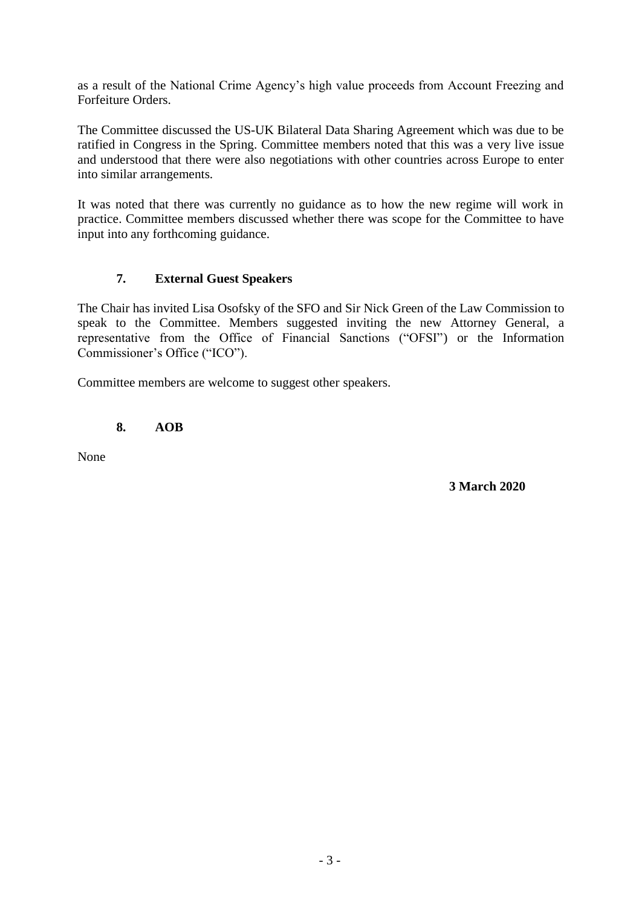as a result of the National Crime Agency's high value proceeds from Account Freezing and Forfeiture Orders.

The Committee discussed the US-UK Bilateral Data Sharing Agreement which was due to be ratified in Congress in the Spring. Committee members noted that this was a very live issue and understood that there were also negotiations with other countries across Europe to enter into similar arrangements.

It was noted that there was currently no guidance as to how the new regime will work in practice. Committee members discussed whether there was scope for the Committee to have input into any forthcoming guidance.

## 7. External Guest Speakers

The Chair has invited Lisa Osofsky of the SFO and Sir Nick Green of the Law Commission to speak to the Committee. Members suggested inviting the new Attorney General, a representative from the Office of Financial Sanctions ("OFSI") or the Information Commissioner's Office ("ICO").

Committee members are welcome to suggest other speakers.

## 8. AOB

None

**3 March 2020**